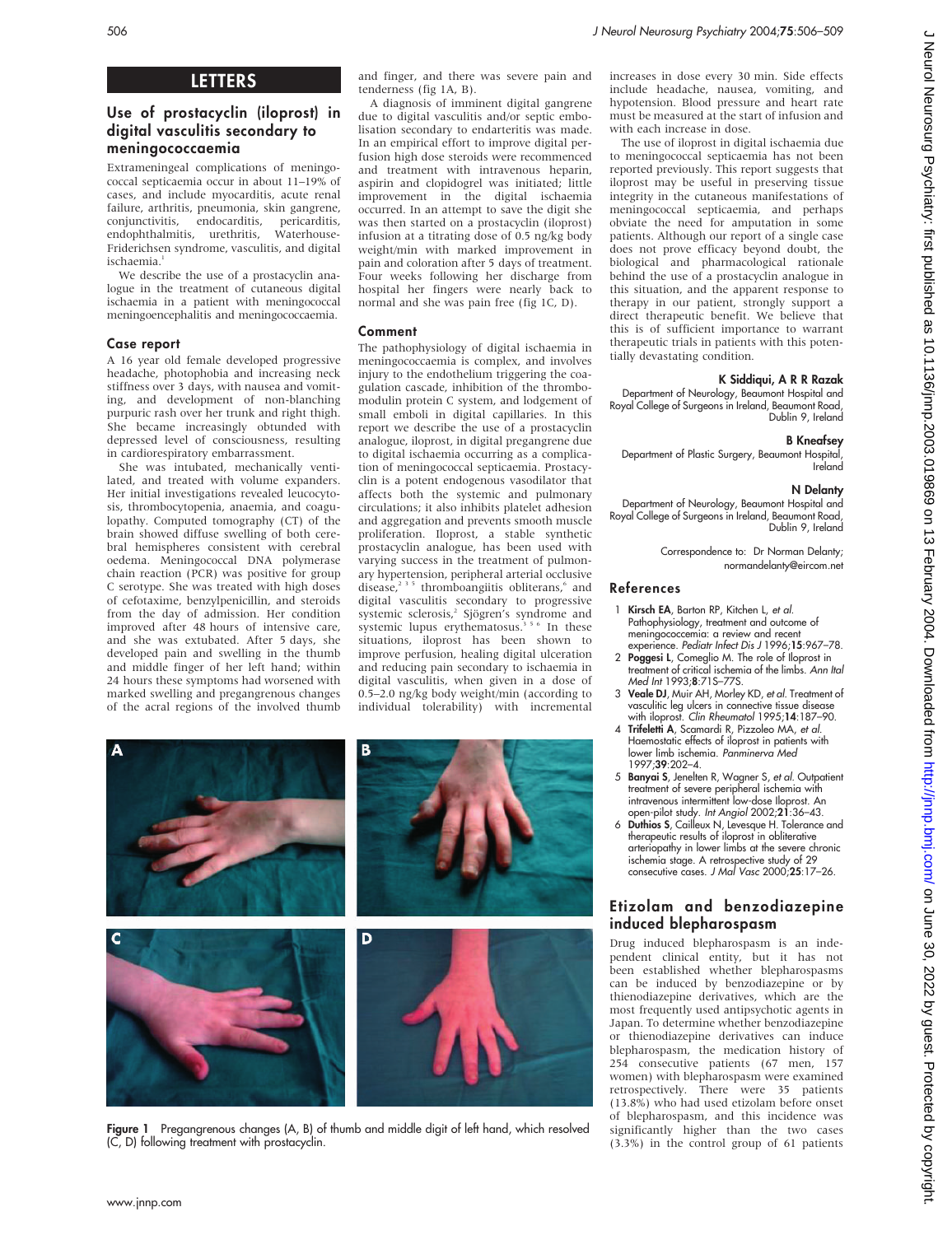## LETTERS

### Use of prostacyclin (iloprost) in digital vasculitis secondary to meningococcaemia

Extrameningeal complications of meningococcal septicaemia occur in about 11–19% of cases, and include myocarditis, acute renal failure, arthritis, pneumonia, skin gangrene, conjunctivitis, endocarditis, pericarditis, endophthalmitis, urethritis, Waterhouse-Friderichsen syndrome, vasculitis, and digital ischaemia.[1]

We describe the use of a prostacyclin analogue in the treatment of cutaneous digital ischaemia in a patient with meningococcal meningoencephalitis and meningococcaemia.

#### Case report

A 16 year old female developed progressive headache, photophobia and increasing neck stiffness over 3 days, with nausea and vomiting, and development of non-blanching purpuric rash over her trunk and right thigh. She became increasingly obtunded with depressed level of consciousness, resulting in cardiorespiratory embarrassment.

She was intubated, mechanically ventilated, and treated with volume expanders. Her initial investigations revealed leucocytosis, thrombocytopenia, anaemia, and coagulopathy. Computed tomography (CT) of the brain showed diffuse swelling of both cerebral hemispheres consistent with cerebral oedema. Meningococcal DNA polymerase chain reaction (PCR) was positive for group C serotype. She was treated with high doses of cefotaxime, benzylpenicillin, and steroids from the day of admission. Her condition improved after 48 hours of intensive care, and she was extubated. After 5 days, she developed pain and swelling in the thumb and middle finger of her left hand; within 24 hours these symptoms had worsened with marked swelling and pregangrenous changes of the acral regions of the involved thumb and finger, and there was severe pain and tenderness (fig 1A, B).

A diagnosis of imminent digital gangrene due to digital vasculitis and/or septic embolisation secondary to endarteritis was made. In an empirical effort to improve digital perfusion high dose steroids were recommenced and treatment with intravenous heparin, aspirin and clopidogrel was initiated; little improvement in the digital ischaemia occurred. In an attempt to save the digit she was then started on a prostacyclin (iloprost) infusion at a titrating dose of 0.5 ng/kg body weight/min with marked improvement in pain and coloration after 5 days of treatment. Four weeks following her discharge from hospital her fingers were nearly back to normal and she was pain free (fig 1C, D).

#### Comment

The pathophysiology of digital ischaemia in meningococcaemia is complex, and involves injury to the endothelium triggering the coagulation cascade, inhibition of the thrombomodulin protein C system, and lodgement of small emboli in digital capillaries. In this report we describe the use of a prostacyclin analogue, iloprost, in digital pregangrene due to digital ischaemia occurring as a complication of meningococcal septicaemia. Prostacyclin is a potent endogenous vasodilator that affects both the systemic and pulmonary circulations; it also inhibits platelet adhesion and aggregation and prevents smooth muscle proliferation. Iloprost, a stable synthetic prostacyclin analogue, has been used with varying success in the treatment of pulmonary hypertension, peripheral arterial occlusive disease,[2 3 5] thromboangiitis obliterans,[6] and digital vasculitis secondary to progressive systemic sclerosis,[2] Sjögren's syndrome and systemic lupus erythematosus.[3 5 6] In these situations, iloprost has been shown to improve perfusion, healing digital ulceration and reducing pain secondary to ischaemia in digital vasculitis, when given in a dose of 0.5–2.0 ng/kg body weight/min (according to individual tolerability) with incremental increases in dose every 30 min. Side effects include headache, nausea, vomiting, and hypotension. Blood pressure and heart rate must be measured at the start of infusion and with each increase in dose.

The use of iloprost in digital ischaemia due to meningococcal septicaemia has not been reported previously. This report suggests that iloprost may be useful in preserving tissue integrity in the cutaneous manifestations of meningococcal septicaemia, and perhaps obviate the need for amputation in some patients. Although our report of a single case does not prove efficacy beyond doubt, the biological and pharmacological rationale behind the use of a prostacyclin analogue in this situation, and the apparent response to therapy in our patient, strongly support a direct therapeutic benefit. We believe that this is of sufficient importance to warrant therapeutic trials in patients with this potentially devastating condition.

**K Siddiqui, A R R Razak**
Department of Neurology, Beaumont Hospital and Royal College of Surgeons in Ireland, Beaumont Road, Dublin 9, Ireland

**B Kneafsey**
Department of Plastic Surgery, Beaumont Hospital, Ireland

**N Delanty**
Department of Neurology, Beaumont Hospital and Royal College of Surgeons in Ireland, Beaumont Road, Dublin 9, Ireland

Correspondence to: Dr Norman Delanty; normandelanty@eircom.net

Figure 1 Pregangrenous changes (A, B) of thumb and middle digit of left hand, which resolved (C, D) following treatment with prostacyclin.

#### References

1. **Kirsch EA**, Barton RP, Kitchen L, *et al*. Pathophysiology, treatment and outcome of meningococcemia: a review and recent experience. *Pediatr Infect Dis J* 1996;**15**:967–78.
2. **Poggesi L**, Comeglio M. The role of Iloprost in treatment of critical ischemia of the limbs. *Ann Ital Med Int* 1993;**8**:71S–77S.
3. **Veale DJ**, Muir AH, Morley KD, *et al*. Treatment of vasculitic leg ulcers in connective tissue disease with iloprost. *Clin Rheumatol* 1995;**14**:187–90.
4. **Trifeletti A**, Scamardi R, Pizzoleo MA, *et al*. Haemostatic effects of iloprost in patients with lower limb ischemia. *Panminerva Med* 1997;**39**:202–4.
5. **Banyai S**, Jenelten R, Wagner S, *et al*. Outpatient treatment of severe peripheral ischemia with intravenous intermittent low-dose Iloprost. An open-pilot study. *Int Angiol* 2002;**21**:36–43.
6. **Duthios S**, Cailleux N, Levesque H. Tolerance and therapeutic results of iloprost in obliterative arteriopathy in lower limbs at the severe chronic ischemia stage. A retrospective study of 29 consecutive cases. *J Mal Vasc* 2000;**25**:17–26.

### Etizolam and benzodiazepine induced blepharospasm

Drug induced blepharospasm is an independent clinical entity, but it has not been established whether blepharospasms can be induced by benzodiazepine or by thienodiazepine derivatives, which are the most frequently used antipsychotic agents in Japan. To determine whether benzodiazepine or thienodiazepine derivatives can induce blepharospasm, the medication history of 254 consecutive patients (67 men, 157 women) with blepharospasm were examined retrospectively. There were 35 patients (13.8%) who had used etizolam before onset of blepharospasm, and this incidence was significantly higher than the two cases (3.3%) in the control group of 61 patients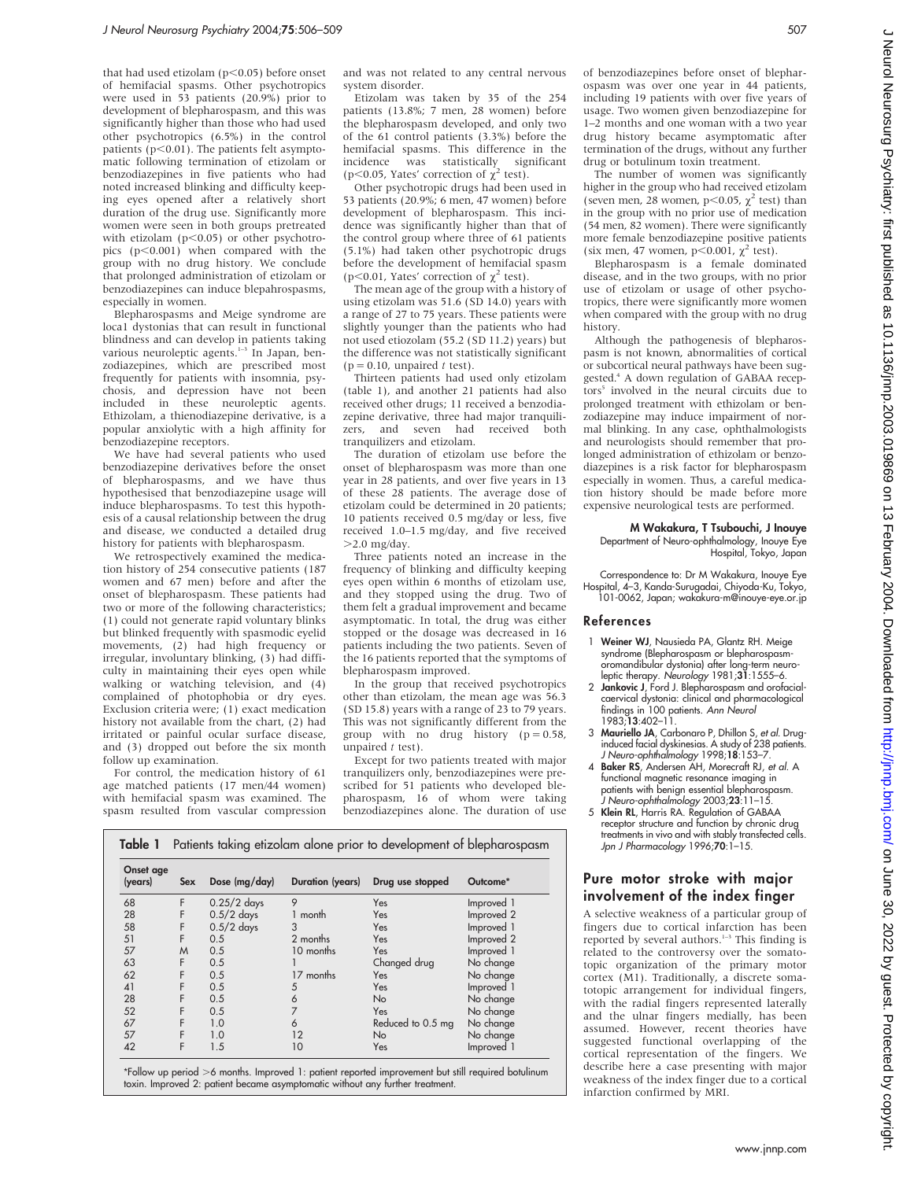that had used etizolam ($p<0.05$) before onset of hemifacial spasms. Other psychotropics were used in 53 patients (20.9%) prior to development of blepharospasm, and this was significantly higher than those who had used other psychotropics (6.5%) in the control patients ($p<0.01$). The patients felt asymptomatic following termination of etizolam or benzodiazepines in five patients who had noted increased blinking and difficulty keeping eyes opened after a relatively short duration of the drug use. Significantly more women were seen in both groups pretreated with etizolam ($p<0.05$) or other psychotropics ($p<0.001$) when compared with the group with no drug history. We conclude that prolonged administration of etizolam or benzodiazepines can induce blepahrospasms, especially in women.

Blepharospasms and Meige syndrome are loca1 dystonias that can result in functional blindness and can develop in patients taking various neuroleptic agents.[1–3] In Japan, benzodiazepines, which are prescribed most frequently for patients with insomnia, psychosis, and depression have not been included in these neuroleptic agents. Ethizolam, a thienodiazepine derivative, is a popular anxiolytic with a high affinity for benzodiazepine receptors.

We have had several patients who used benzodiazepine derivatives before the onset of blepharospasms, and we have thus hypothesised that benzodiazepine usage will induce blepharospasms. To test this hypothesis of a causal relationship between the drug and disease, we conducted a detailed drug history for patients with blepharospasm.

We retrospectively examined the medication history of 254 consecutive patients (187 women and 67 men) before and after the onset of blepharospasm. These patients had two or more of the following characteristics; (1) could not generate rapid voluntary blinks but blinked frequently with spasmodic eyelid movements, (2) had high frequency or irregular, involuntary blinking, (3) had difficulty in maintaining their eyes open while walking or watching television, and (4) complained of photophobia or dry eyes. Exclusion criteria were; (1) exact medication history not available from the chart, (2) had irritated or painful ocular surface disease, and (3) dropped out before the six month follow up examination.

For control, the medication history of 61 age matched patients (17 men/44 women) with hemifacial spasm was examined. The spasm resulted from vascular compression and was not related to any central nervous system disorder.

Etizolam was taken by 35 of the 254 patients (13.8%; 7 men, 28 women) before the blepharospasm developed, and only two of the 61 control patients (3.3%) before the hemifacial spasms. This difference in the incidence was statistically significant ($p<0.05$, Yates' correction of $\chi^2$ test).

Other psychotropic drugs had been used in 53 patients (20.9%; 6 men, 47 women) before development of blepharospasm. This incidence was significantly higher than that of the control group where three of 61 patients (5.1%) had taken other psychotropic drugs before the development of hemifacial spasm ($p<0.01$, Yates' correction of $\chi^2$ test).

The mean age of the group with a history of using etizolam was 51.6 (SD 14.0) years with a range of 27 to 75 years. These patients were slightly younger than the patients who had not used etiozolam (55.2 (SD 11.2) years) but the difference was not statistically significant ($p = 0.10$, unpaired $t$ test).

Thirteen patients had used only etizolam (table 1), and another 21 patients had also received other drugs; 11 received a benzodiazepine derivative, three had major tranquilizers, and seven had received both tranquilizers and etizolam.

The duration of etizolam use before the onset of blepharospasm was more than one year in 28 patients, and over five years in 13 of these 28 patients. The average dose of etizolam could be determined in 20 patients; 10 patients received 0.5 mg/day or less, five received 1.0–1.5 mg/day, and five received >2.0 mg/day.

Three patients noted an increase in the frequency of blinking and difficulty keeping eyes open within 6 months of etizolam use, and they stopped using the drug. Two of them felt a gradual improvement and became asymptomatic. In total, the drug was either stopped or the dosage was decreased in 16 patients including the two patients. Seven of the 16 patients reported that the symptoms of blepharospasm improved.

In the group that received psychotropics other than etizolam, the mean age was 56.3 (SD 15.8) years with a range of 23 to 79 years. This was not significantly different from the group with no drug history ($p = 0.58$, unpaired $t$ test).

Except for two patients treated with major tranquilizers only, benzodiazepines were prescribed for 51 patients who developed blepharospasm, 16 of whom were taking benzodiazepines alone. The duration of use of benzodiazepines before onset of blepharospasm was over one year in 44 patients, including 19 patients with over five years of usage. Two women given benzodiazepine for 1–2 months and one woman with a two year drug history became asymptomatic after termination of the drugs, without any further drug or botulinum toxin treatment.

The number of women was significantly higher in the group who had received etizolam (seven men, 28 women, $p<0.05$, $\chi^2$ test) than in the group with no prior use of medication (54 men, 82 women). There were significantly more female benzodiazepine positive patients (six men, 47 women, $p<0.001$, $\chi^2$ test).

Blepharospasm is a female dominated disease, and in the two groups, with no prior use of etizolam or usage of other psychotropics, there were significantly more women when compared with the group with no drug history.

Although the pathogenesis of blepharospasm is not known, abnormalities of cortical or subcortical neural pathways have been suggested.[4] A down regulation of GABAA receptors[5] involved in the neural circuits due to prolonged treatment with ethizolam or benzodiazepine may induce impairment of normal blinking. In any case, ophthalmologists and neurologists should remember that prolonged administration of ethizolam or benzodiazepines is a risk factor for blepharospasm especially in women. Thus, a careful medication history should be made before more expensive neurological tests are performed.

**M Wakakura, T Tsubouchi, J Inouye**
Department of Neuro-ophthalmology, Inouye Eye Hospital, Tokyo, Japan

Correspondence to: Dr M Wakakura, Inouye Eye Hospital, 4–3, Kanda-Surugadai, Chiyoda-Ku, Tokyo, 101-0062, Japan; wakakura-m@inouye-eye.or.jp

## References

1. **Weiner WJ**, Nausieda PA, Glantz RH. Meige syndrome (Blepharospasm or blepharospasm-oromandibular dystonia) after long-term neuroleptic therapy. *Neurology* 1981;**31**:1555–6.
2. **Jankovic J**, Ford J. Blepharospasm and orofacial-caervical dystonia: clinical and pharmacological findings in 100 patients. *Ann Neurol* 1983;**13**:402–11.
3. **Mauriello JA**, Carbonaro P, Dhillon S, *et al*. Drug-induced facial dyskinesias. A study of 238 patients. *J Neuro-ophthalmology* 1998;**18**:153–7.
4. **Baker RS**, Andersen AH, Morecraft RJ, *et al*. A functional magnetic resonance imaging in patients with benign essential blepharospasm. *J Neuro-ophthalmology* 2003;**23**:11–15.
5. **Klein RL**, Harris RA. Regulation of GABAA receptor structure and function by chronic drug treatments in vivo and with stably transfected cells. *Jpn J Pharmacology* 1996;**70**:1–15.

**Table 1** Patients taking etizolam alone prior to development of blepharospasm

| Onset age (years) | Sex | Dose (mg/day) | Duration (years) | Drug use stopped | Outcome* |
|---|---|---|---|---|---|
| 68 | F | 0.25/2 days | 9 | Yes | Improved 1 |
| 28 | F | 0.5/2 days | 1 month | Yes | Improved 2 |
| 58 | F | 0.5/2 days | 3 | Yes | Improved 1 |
| 51 | F | 0.5 | 2 months | Yes | Improved 2 |
| 57 | M | 0.5 | 10 months | Yes | Improved 1 |
| 63 | F | 0.5 | 1 | Changed drug | No change |
| 62 | F | 0.5 | 17 months | Yes | No change |
| 41 | F | 0.5 | 5 | Yes | Improved 1 |
| 28 | F | 0.5 | 6 | No | No change |
| 52 | F | 0.5 | 7 | Yes | No change |
| 67 | F | 1.0 | 6 | Reduced to 0.5 mg | No change |
| 57 | F | 1.0 | 12 | No | No change |
| 42 | F | 1.5 | 10 | Yes | Improved 1 |

*Follow up period >6 months. Improved 1: patient reported improvement but still required botulinum toxin. Improved 2: patient became asymptomatic without any further treatment.

## Pure motor stroke with major involvement of the index finger

A selective weakness of a particular group of fingers due to cortical infarction has been reported by several authors.[1–3] This finding is related to the controversy over the somatotopic organization of the primary motor cortex (M1). Traditionally, a discrete somatotopic arrangement for individual fingers, with the radial fingers represented laterally and the ulnar fingers medially, has been assumed. However, recent theories have suggested functional overlapping of the cortical representation of the fingers. We describe here a case presenting with major weakness of the index finger due to a cortical infarction confirmed by MRI.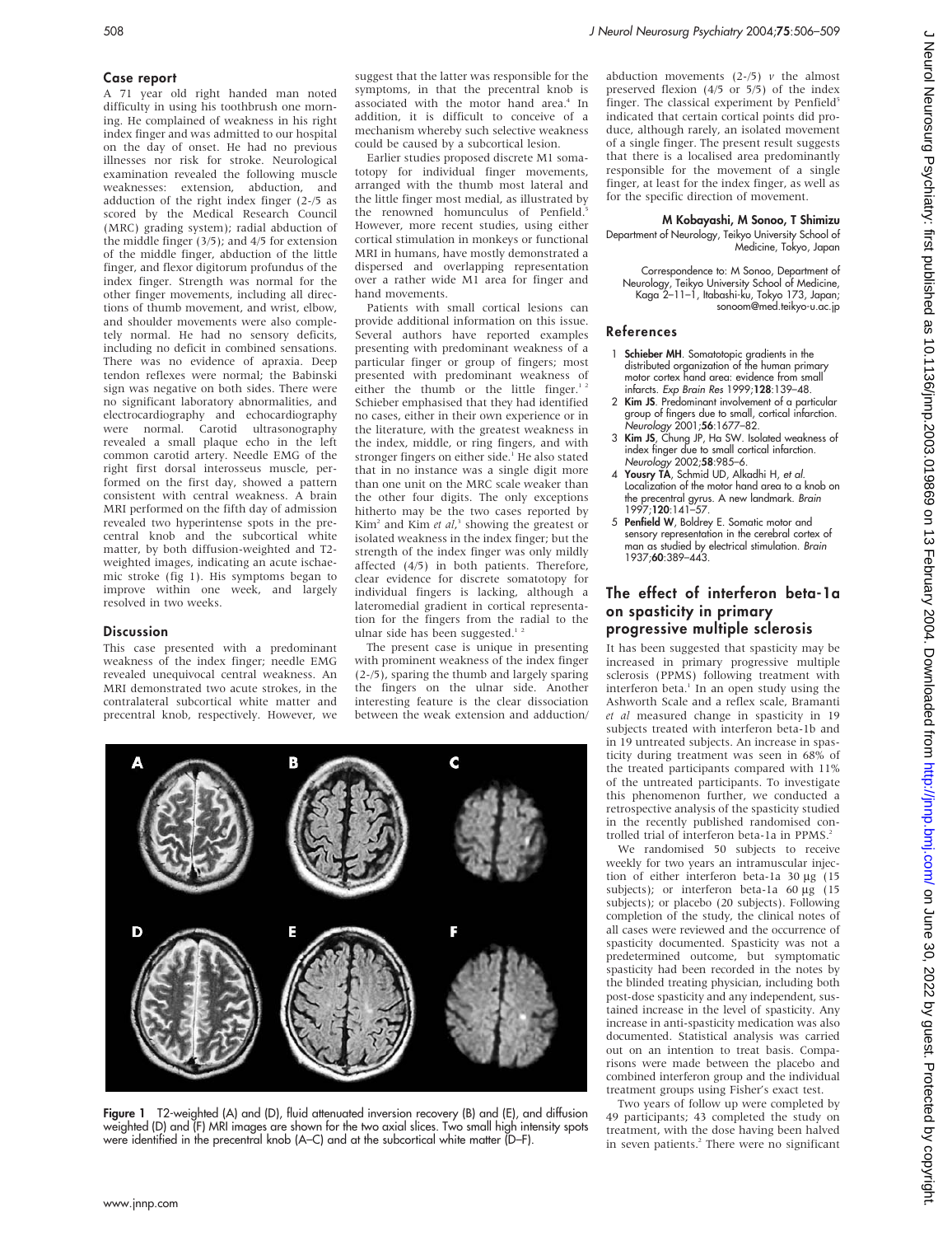## Case report

A 71 year old right handed man noted difficulty in using his toothbrush one morning. He complained of weakness in his right index finger and was admitted to our hospital on the day of onset. He had no previous illnesses nor risk for stroke. Neurological examination revealed the following muscle weaknesses: extension, abduction, and adduction of the right index finger (2-/5 as scored by the Medical Research Council (MRC) grading system); radial abduction of the middle finger (3/5); and 4/5 for extension of the middle finger, abduction of the little finger, and flexor digitorum profundus of the index finger. Strength was normal for the other finger movements, including all directions of thumb movement, and wrist, elbow, and shoulder movements were also completely normal. He had no sensory deficits, including no deficit in combined sensations. There was no evidence of apraxia. Deep tendon reflexes were normal; the Babinski sign was negative on both sides. There were no significant laboratory abnormalities, and electrocardiography and echocardiography were normal. Carotid ultrasonography revealed a small plaque echo in the left common carotid artery. Needle EMG of the right first dorsal interosseus muscle, performed on the first day, showed a pattern consistent with central weakness. A brain MRI performed on the fifth day of admission revealed two hyperintense spots in the precentral knob and the subcortical white matter, by both diffusion-weighted and T2-weighted images, indicating an acute ischaemic stroke (fig 1). His symptoms began to improve within one week, and largely resolved in two weeks.

## Discussion

This case presented with a predominant weakness of the index finger; needle EMG revealed unequivocal central weakness. An MRI demonstrated two acute strokes, in the contralateral subcortical white matter and precentral knob, respectively. However, we suggest that the latter was responsible for the symptoms, in that the precentral knob is associated with the motor hand area.[4] In addition, it is difficult to conceive of a mechanism whereby such selective weakness could be caused by a subcortical lesion.

Earlier studies proposed discrete M1 somatotopy for individual finger movements, arranged with the thumb most lateral and the little finger most medial, as illustrated by the renowned homunculus of Penfield.[5] However, more recent studies, using either cortical stimulation in monkeys or functional MRI in humans, have mostly demonstrated a dispersed and overlapping representation over a rather wide M1 area for finger and hand movements.

Patients with small cortical lesions can provide additional information on this issue. Several authors have reported examples presenting with predominant weakness of a particular finger or group of fingers; most presented with predominant weakness of either the thumb or the little finger.[1,2] Schieber emphasised that they had identified no cases, either in their own experience or in the literature, with the greatest weakness in the index, middle, or ring fingers, and with stronger fingers on either side.[1] He also stated that in no instance was a single digit more than one unit on the MRC scale weaker than the other four digits. The only exceptions hitherto may be the two cases reported by Kim[2] and Kim *et al*,[3] showing the greatest or isolated weakness in the index finger; but the strength of the index finger was only mildly affected (4/5) in both patients. Therefore, clear evidence for discrete somatotopy for individual fingers is lacking, although a lateromedial gradient in cortical representation for the fingers from the radial to the ulnar side has been suggested.[1,2]

The present case is unique in presenting with prominent weakness of the index finger (2-/5), sparing the thumb and largely sparing the fingers on the ulnar side. Another interesting feature is the clear dissociation between the weak extension and adduction/abduction movements (2-/5) *v* the almost preserved flexion (4/5 or 5/5) of the index finger. The classical experiment by Penfield[5] indicated that certain cortical points did produce, although rarely, an isolated movement of a single finger. The present result suggests that there is a localised area predominantly responsible for the movement of a single finger, at least for the index finger, as well as for the specific direction of movement.

**M Kobayashi, M Sonoo, T Shimizu**
Department of Neurology, Teikyo University School of Medicine, Tokyo, Japan

Correspondence to: M Sonoo, Department of Neurology, Teikyo University School of Medicine, Kaga 2–11–1, Itabashi-ku, Tokyo 173, Japan; sonoom@med.teikyo-u.ac.jp

## References

1. **Schieber MH**. Somatotopic gradients in the distributed organization of the human primary motor cortex hand area: evidence from small infarcts. *Exp Brain Res* 1999;**128**:139–48.
2. **Kim JS**. Predominant involvement of a particular group of fingers due to small, cortical infarction. *Neurology* 2001;**56**:1677–82.
3. **Kim JS**, Chung JP, Ha SW. Isolated weakness of index finger due to small cortical infarction. *Neurology* 2002;**58**:985–6.
4. **Yousry TA**, Schmid UD, Alkadhi H, *et al*. Localization of the motor hand area to a knob on the precentral gyrus. A new landmark. *Brain* 1997;**120**:141–57.
5. **Penfield W**, Boldrey E. Somatic motor and sensory representation in the cerebral cortex of man as studied by electrical stimulation. *Brain* 1937;**60**:389–443.

Figure 1 T2-weighted (A) and (D), fluid attenuated inversion recovery (B) and (E), and diffusion weighted (D) and (F) MRI images are shown for the two axial slices. Two small high intensity spots were identified in the precentral knob (A–C) and at the subcortical white matter (D–F).

# The effect of interferon beta-1a on spasticity in primary progressive multiple sclerosis

It has been suggested that spasticity may be increased in primary progressive multiple sclerosis (PPMS) following treatment with interferon beta.[1] In an open study using the Ashworth Scale and a reflex scale, Bramanti *et al* measured change in spasticity in 19 subjects treated with interferon beta-1b and in 19 untreated subjects. An increase in spasticity during treatment was seen in 68% of the treated participants compared with 11% of the untreated participants. To investigate this phenomenon further, we conducted a retrospective analysis of the spasticity studied in the recently published randomised controlled trial of interferon beta-1a in PPMS.[2]

We randomised 50 subjects to receive weekly for two years an intramuscular injection of either interferon beta-1a 30 μg (15 subjects); or interferon beta-1a 60 μg (15 subjects); or placebo (20 subjects). Following completion of the study, the clinical notes of all cases were reviewed and the occurrence of spasticity documented. Spasticity was not a predetermined outcome, but symptomatic spasticity had been recorded in the notes by the blinded treating physician, including both post-dose spasticity and any independent, sustained increase in the level of spasticity. Any increase in anti-spasticity medication was also documented. Statistical analysis was carried out on an intention to treat basis. Comparisons were made between the placebo and combined interferon group and the individual treatment groups using Fisher's exact test.

Two years of follow up were completed by 49 participants; 43 completed the study on treatment, with the dose having been halved in seven patients.[2] There were no significant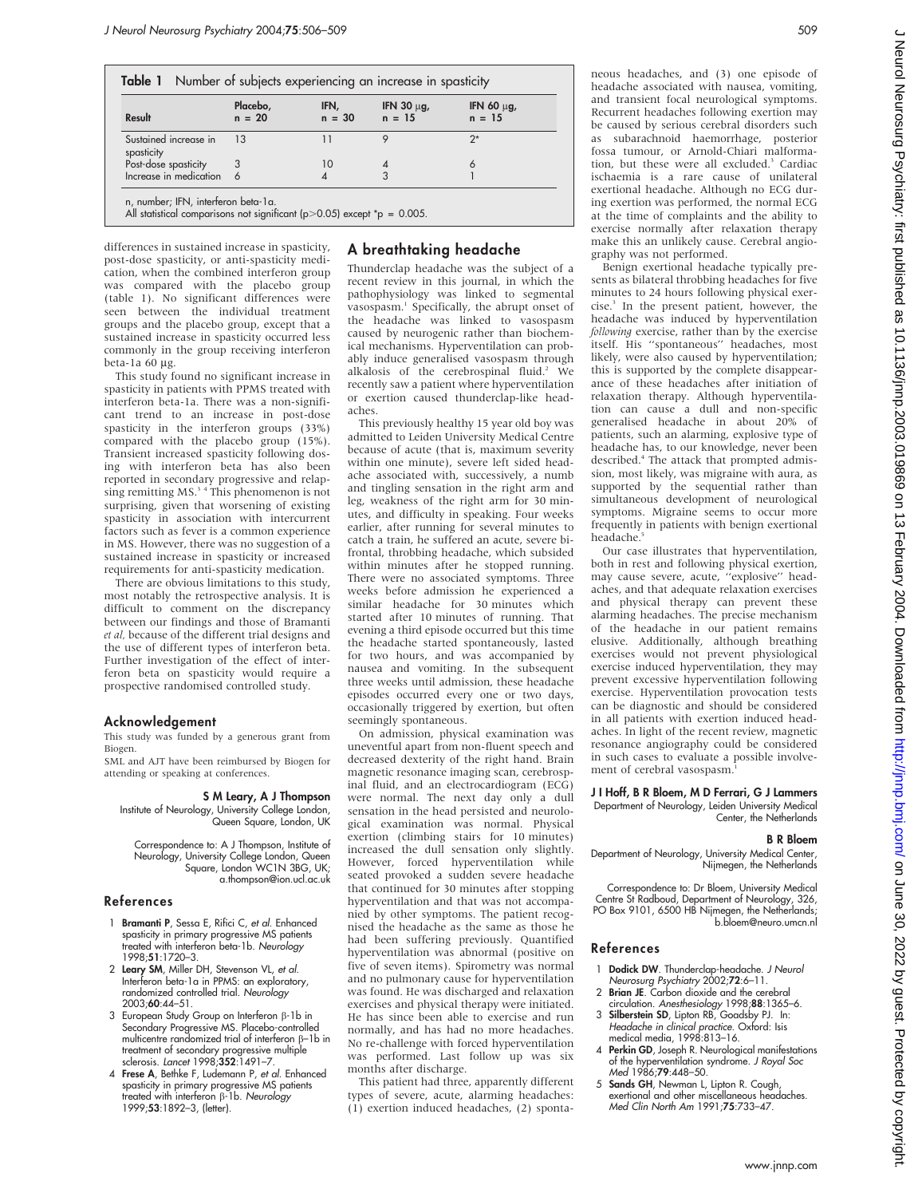**Table 1** Number of subjects experiencing an increase in spasticity

| Result | Placebo, n = 20 | IFN, n = 30 | IFN 30 μg, n = 15 | IFN 60 μg, n = 15 |
|---|---|---|---|---|
| Sustained increase in spasticity | 13 | 11 | 9 | 2* |
| Post-dose spasticity | 3 | 10 | 4 | 6 |
| Increase in medication | 6 | 4 | 3 | 1 |

n, number; IFN, interferon beta-1a.
All statistical comparisons not significant ($p > 0.05$) except *p = 0.005.

differences in sustained increase in spasticity, post-dose spasticity, or anti-spasticity medication, when the combined interferon group was compared with the placebo group (table 1). No significant differences were seen between the individual treatment groups and the placebo group, except that a sustained increase in spasticity occurred less commonly in the group receiving interferon beta-1a 60 μg.

This study found no significant increase in spasticity in patients with PPMS treated with interferon beta-1a. There was a non-significant trend to an increase in post-dose spasticity in the interferon groups (33%) compared with the placebo group (15%). Transient increased spasticity following dosing with interferon beta has also been reported in secondary progressive and relapsing remitting MS.[3 4] This phenomenon is not surprising, given that worsening of existing spasticity in association with intercurrent factors such as fever is a common experience in MS. However, there was no suggestion of a sustained increase in spasticity or increased requirements for anti-spasticity medication.

There are obvious limitations to this study, most notably the retrospective analysis. It is difficult to comment on the discrepancy between our findings and those of Bramanti *et al*, because of the different trial designs and the use of different types of interferon beta. Further investigation of the effect of interferon beta on spasticity would require a prospective randomised controlled study.

### Acknowledgement

This study was funded by a generous grant from Biogen.

SML and AJT have been reimbursed by Biogen for attending or speaking at conferences.

**S M Leary, A J Thompson**
Institute of Neurology, University College London, Queen Square, London, UK

Correspondence to: A J Thompson, Institute of Neurology, University College London, Queen Square, London WC1N 3BG, UK; a.thompson@ion.ucl.ac.uk

### References

1. **Bramanti P**, Sessa E, Rifici C, *et al*. Enhanced spasticity in primary progressive MS patients treated with interferon beta-1b. *Neurology* 1998;**51**:1720–3.
2. **Leary SM**, Miller DH, Stevenson VL, *et al*. Interferon beta-1a in PPMS: an exploratory, randomized controlled trial. *Neurology* 2003;**60**:44–51.
3. European Study Group on Interferon β-1b in Secondary Progressive MS. Placebo-controlled multicentre randomized trial of interferon β–1b in treatment of secondary progressive multiple sclerosis. *Lancet* 1998;**352**:1491–7.
4. **Frese A**, Bethke F, Ludemann P, *et al*. Enhanced spasticity in primary progressive MS patients treated with interferon β-1b. *Neurology* 1999;**53**:1892–3, (letter).

## A breathtaking headache

Thunderclap headache was the subject of a recent review in this journal, in which the pathophysiology was linked to segmental vasospasm.[1] Specifically, the abrupt onset of the headache was linked to vasospasm caused by neurogenic rather than biochemical mechanisms. Hyperventilation can probably induce generalised vasospasm through alkalosis of the cerebrospinal fluid.[2] We recently saw a patient where hyperventilation or exertion caused thunderclap-like headaches.

This previously healthy 15 year old boy was admitted to Leiden University Medical Centre because of acute (that is, maximum severity within one minute), severe left sided headache associated with, successively, a numb and tingling sensation in the right arm and leg, weakness of the right arm for 30 minutes, and difficulty in speaking. Four weeks earlier, after running for several minutes to catch a train, he suffered an acute, severe bifrontal, throbbing headache, which subsided within minutes after he stopped running. There were no associated symptoms. Three weeks before admission he experienced a similar headache for 30 minutes which started after 10 minutes of running. That evening a third episode occurred but this time the headache started spontaneously, lasted for two hours, and was accompanied by nausea and vomiting. In the subsequent three weeks until admission, these headache episodes occurred every one or two days, occasionally triggered by exertion, but often seemingly spontaneous.

On admission, physical examination was uneventful apart from non-fluent speech and decreased dexterity of the right hand. Brain magnetic resonance imaging scan, cerebrospinal fluid, and an electrocardiogram (ECG) were normal. The next day only a dull sensation in the head persisted and neurological examination was normal. Physical exertion (climbing stairs for 10 minutes) increased the dull sensation only slightly. However, forced hyperventilation while seated provoked a sudden severe headache that continued for 30 minutes after stopping hyperventilation and that was not accompanied by other symptoms. The patient recognised the headache as the same as those he had been suffering previously. Quantified hyperventilation was abnormal (positive on five of seven items). Spirometry was normal and no pulmonary cause for hyperventilation was found. He was discharged and relaxation exercises and physical therapy were initiated. He has since been able to exercise and run normally, and has had no more headaches. No re-challenge with forced hyperventilation was performed. Last follow up was six months after discharge.

This patient had three, apparently different types of severe, acute, alarming headaches: (1) exertion induced headaches, (2) spontaneous headaches, and (3) one episode of headache associated with nausea, vomiting, and transient focal neurological symptoms. Recurrent headaches following exertion may be caused by serious cerebral disorders such as subarachnoid haemorrhage, posterior fossa tumour, or Arnold-Chiari malformation, but these were all excluded.[3] Cardiac ischaemia is a rare cause of unilateral exertional headache. Although no ECG during exertion was performed, the normal ECG at the time of complaints and the ability to exercise normally after relaxation therapy make this an unlikely cause. Cerebral angiography was not performed.

Benign exertional headache typically presents as bilateral throbbing headaches for five minutes to 24 hours following physical exercise.[3] In the present patient, however, the headache was induced by hyperventilation *following* exercise, rather than by the exercise itself. His "spontaneous" headaches, most likely, were also caused by hyperventilation; this is supported by the complete disappearance of these headaches after initiation of relaxation therapy. Although hyperventilation can cause a dull and non-specific generalised headache in about 20% of patients, such an alarming, explosive type of headache has, to our knowledge, never been described.[4] The attack that prompted admission, most likely, was migraine with aura, as supported by the sequential rather than simultaneous development of neurological symptoms. Migraine seems to occur more frequently in patients with benign exertional headache.[5]

Our case illustrates that hyperventilation, both in rest and following physical exertion, may cause severe, acute, "explosive" headaches, and that adequate relaxation exercises and physical therapy can prevent these alarming headaches. The precise mechanism of the headache in our patient remains elusive. Additionally, although breathing exercises would not prevent physiological exercise induced hyperventilation, they may prevent excessive hyperventilation following exercise. Hyperventilation provocation tests can be diagnostic and should be considered in all patients with exertion induced headaches. In light of the recent review, magnetic resonance angiography could be considered in such cases to evaluate a possible involvement of cerebral vasospasm.[1]

**J I Hoff, B R Bloem, M D Ferrari, G J Lammers**
Department of Neurology, Leiden University Medical Center, the Netherlands

**B R Bloem**
Department of Neurology, University Medical Center, Nijmegen, the Netherlands

Correspondence to: Dr Bloem, University Medical Centre St Radboud, Department of Neurology, 326, PO Box 9101, 6500 HB Nijmegen, the Netherlands; b.bloem@neuro.umcn.nl

### References

1. **Dodick DW**. Thunderclap-headache. *J Neurol Neurosurg Psychiatry* 2002;**72**:6–11.
2. **Brian JE**. Carbon dioxide and the cerebral circulation. *Anesthesiology* 1998;**88**:1365–6.
3. **Silberstein SD**, Lipton RB, Goadsby PJ. In: *Headache in clinical practice*. Oxford: Isis medical media, 1998:813–16.
4. **Perkin GD**, Joseph R. Neurological manifestations of the hyperventilation syndrome. *J Royal Soc Med* 1986;**79**:448–50.
5. **Sands GH**, Newman L, Lipton R. Cough, exertional and other miscellaneous headaches. *Med Clin North Am* 1991;**75**:733–47.